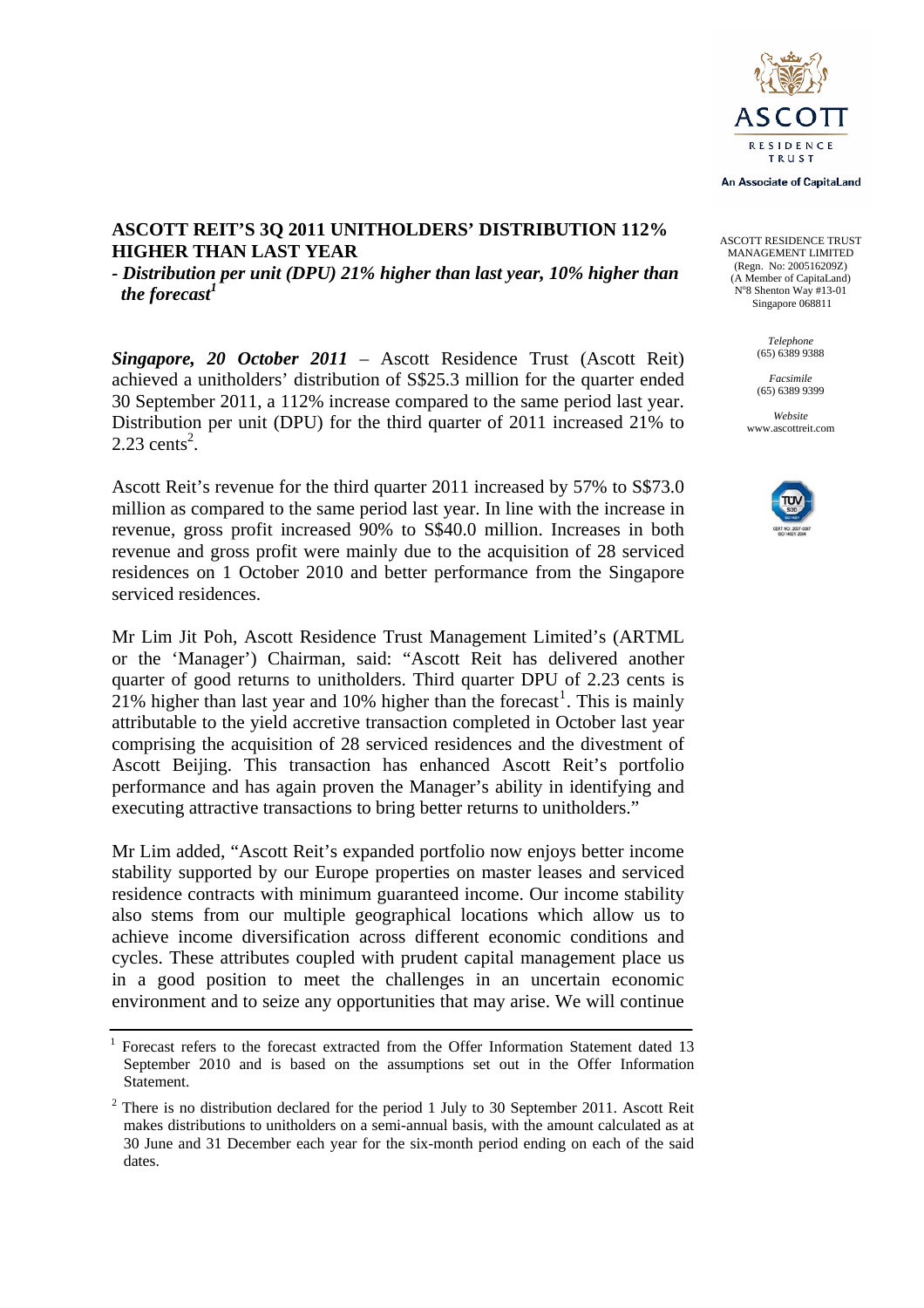ASCOTT RESIDENCE TRUST MANAGEMENT LIMITED
(Regn. No: 200516209Z)
(A Member of CapitaLand)
N°8 Shenton Way #13-01
Singapore 068811

*Telephone*
(65) 6389 9388

*Facsimile*
(65) 6389 9399

*Website*
www.ascottreit.com

# ASCOTT REIT'S 3Q 2011 UNITHOLDERS' DISTRIBUTION 112% HIGHER THAN LAST YEAR

***- Distribution per unit (DPU) 21% higher than last year, 10% higher than the forecast[1]***

***Singapore, 20 October 2011*** – Ascott Residence Trust (Ascott Reit) achieved a unitholders' distribution of S$25.3 million for the quarter ended 30 September 2011, a 112% increase compared to the same period last year. Distribution per unit (DPU) for the third quarter of 2011 increased 21% to 2.23 cents[2].

Ascott Reit's revenue for the third quarter 2011 increased by 57% to S$73.0 million as compared to the same period last year. In line with the increase in revenue, gross profit increased 90% to S$40.0 million. Increases in both revenue and gross profit were mainly due to the acquisition of 28 serviced residences on 1 October 2010 and better performance from the Singapore serviced residences.

Mr Lim Jit Poh, Ascott Residence Trust Management Limited's (ARTML or the 'Manager') Chairman, said: "Ascott Reit has delivered another quarter of good returns to unitholders. Third quarter DPU of 2.23 cents is 21% higher than last year and 10% higher than the forecast[1]. This is mainly attributable to the yield accretive transaction completed in October last year comprising the acquisition of 28 serviced residences and the divestment of Ascott Beijing. This transaction has enhanced Ascott Reit's portfolio performance and has again proven the Manager's ability in identifying and executing attractive transactions to bring better returns to unitholders."

Mr Lim added, "Ascott Reit's expanded portfolio now enjoys better income stability supported by our Europe properties on master leases and serviced residence contracts with minimum guaranteed income. Our income stability also stems from our multiple geographical locations which allow us to achieve income diversification across different economic conditions and cycles. These attributes coupled with prudent capital management place us in a good position to meet the challenges in an uncertain economic environment and to seize any opportunities that may arise. We will continue

---

[1] Forecast refers to the forecast extracted from the Offer Information Statement dated 13 September 2010 and is based on the assumptions set out in the Offer Information Statement.

[2] There is no distribution declared for the period 1 July to 30 September 2011. Ascott Reit makes distributions to unitholders on a semi-annual basis, with the amount calculated as at 30 June and 31 December each year for the six-month period ending on each of the said dates.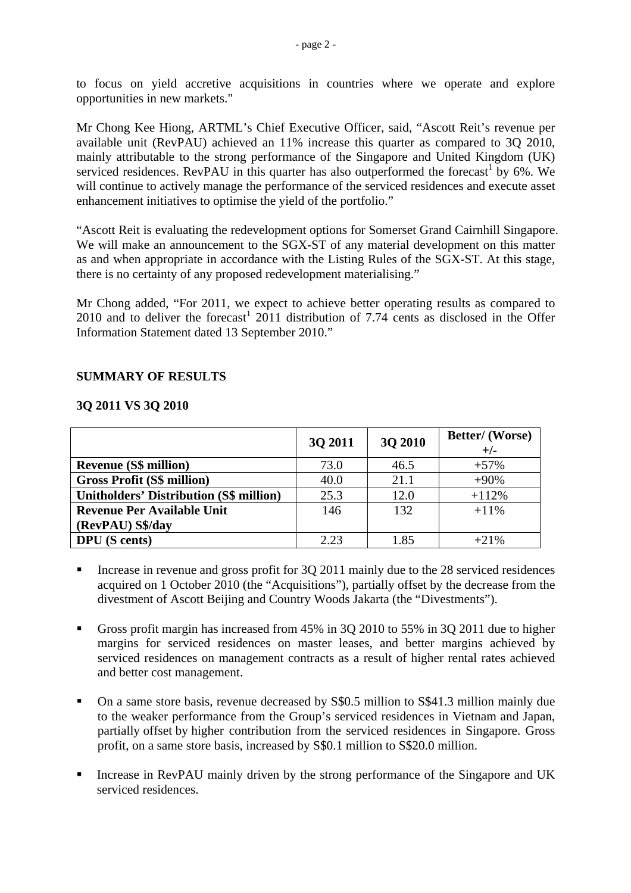to focus on yield accretive acquisitions in countries where we operate and explore opportunities in new markets."

Mr Chong Kee Hiong, ARTML's Chief Executive Officer, said, "Ascott Reit's revenue per available unit (RevPAU) achieved an 11% increase this quarter as compared to 3Q 2010, mainly attributable to the strong performance of the Singapore and United Kingdom (UK) serviced residences. RevPAU in this quarter has also outperformed the forecast[1] by 6%. We will continue to actively manage the performance of the serviced residences and execute asset enhancement initiatives to optimise the yield of the portfolio."

"Ascott Reit is evaluating the redevelopment options for Somerset Grand Cairnhill Singapore. We will make an announcement to the SGX-ST of any material development on this matter as and when appropriate in accordance with the Listing Rules of the SGX-ST. At this stage, there is no certainty of any proposed redevelopment materialising."

Mr Chong added, "For 2011, we expect to achieve better operating results as compared to 2010 and to deliver the forecast[1] 2011 distribution of 7.74 cents as disclosed in the Offer Information Statement dated 13 September 2010."

## SUMMARY OF RESULTS

### 3Q 2011 VS 3Q 2010

| | 3Q 2011 | 3Q 2010 | Better/ (Worse) +/- |
|---|---|---|---|
| **Revenue (S$ million)** | 73.0 | 46.5 | +57% |
| **Gross Profit (S$ million)** | 40.0 | 21.1 | +90% |
| **Unitholders' Distribution (S$ million)** | 25.3 | 12.0 | +112% |
| **Revenue Per Available Unit (RevPAU) S$/day** | 146 | 132 | +11% |
| **DPU (S cents)** | 2.23 | 1.85 | +21% |

- Increase in revenue and gross profit for 3Q 2011 mainly due to the 28 serviced residences acquired on 1 October 2010 (the "Acquisitions"), partially offset by the decrease from the divestment of Ascott Beijing and Country Woods Jakarta (the "Divestments").

- Gross profit margin has increased from 45% in 3Q 2010 to 55% in 3Q 2011 due to higher margins for serviced residences on master leases, and better margins achieved by serviced residences on management contracts as a result of higher rental rates achieved and better cost management.

- On a same store basis, revenue decreased by S$0.5 million to S$41.3 million mainly due to the weaker performance from the Group's serviced residences in Vietnam and Japan, partially offset by higher contribution from the serviced residences in Singapore. Gross profit, on a same store basis, increased by S$0.1 million to S$20.0 million.

- Increase in RevPAU mainly driven by the strong performance of the Singapore and UK serviced residences.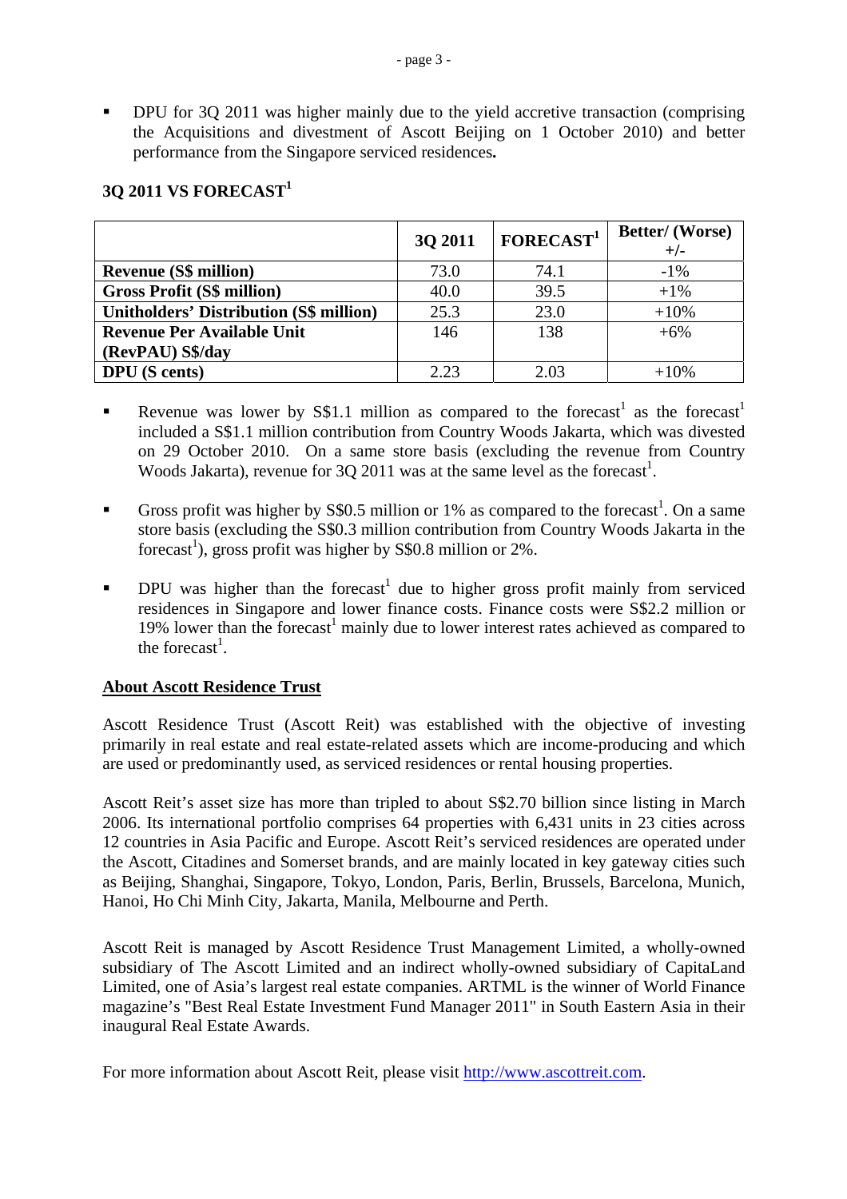- DPU for 3Q 2011 was higher mainly due to the yield accretive transaction (comprising the Acquisitions and divestment of Ascott Beijing on 1 October 2010) and better performance from the Singapore serviced residences**.**

## 3Q 2011 VS FORECAST[1]

| | 3Q 2011 | FORECAST[1] | Better/ (Worse) +/- |
|---|---|---|---|
| **Revenue (S$ million)** | 73.0 | 74.1 | -1% |
| **Gross Profit (S$ million)** | 40.0 | 39.5 | +1% |
| **Unitholders' Distribution (S$ million)** | 25.3 | 23.0 | +10% |
| **Revenue Per Available Unit (RevPAU) S$/day** | 146 | 138 | +6% |
| **DPU (S cents)** | 2.23 | 2.03 | +10% |

- Revenue was lower by S$1.1 million as compared to the forecast[1] as the forecast[1] included a S$1.1 million contribution from Country Woods Jakarta, which was divested on 29 October 2010. On a same store basis (excluding the revenue from Country Woods Jakarta), revenue for 3Q 2011 was at the same level as the forecast[1].

- Gross profit was higher by S$0.5 million or 1% as compared to the forecast[1]. On a same store basis (excluding the S$0.3 million contribution from Country Woods Jakarta in the forecast[1]), gross profit was higher by S$0.8 million or 2%.

- DPU was higher than the forecast[1] due to higher gross profit mainly from serviced residences in Singapore and lower finance costs. Finance costs were S$2.2 million or 19% lower than the forecast[1] mainly due to lower interest rates achieved as compared to the forecast[1].

## About Ascott Residence Trust

Ascott Residence Trust (Ascott Reit) was established with the objective of investing primarily in real estate and real estate-related assets which are income-producing and which are used or predominantly used, as serviced residences or rental housing properties.

Ascott Reit's asset size has more than tripled to about S$2.70 billion since listing in March 2006. Its international portfolio comprises 64 properties with 6,431 units in 23 cities across 12 countries in Asia Pacific and Europe. Ascott Reit's serviced residences are operated under the Ascott, Citadines and Somerset brands, and are mainly located in key gateway cities such as Beijing, Shanghai, Singapore, Tokyo, London, Paris, Berlin, Brussels, Barcelona, Munich, Hanoi, Ho Chi Minh City, Jakarta, Manila, Melbourne and Perth.

Ascott Reit is managed by Ascott Residence Trust Management Limited, a wholly-owned subsidiary of The Ascott Limited and an indirect wholly-owned subsidiary of CapitaLand Limited, one of Asia's largest real estate companies. ARTML is the winner of World Finance magazine's "Best Real Estate Investment Fund Manager 2011" in South Eastern Asia in their inaugural Real Estate Awards.

For more information about Ascott Reit, please visit http://www.ascottreit.com.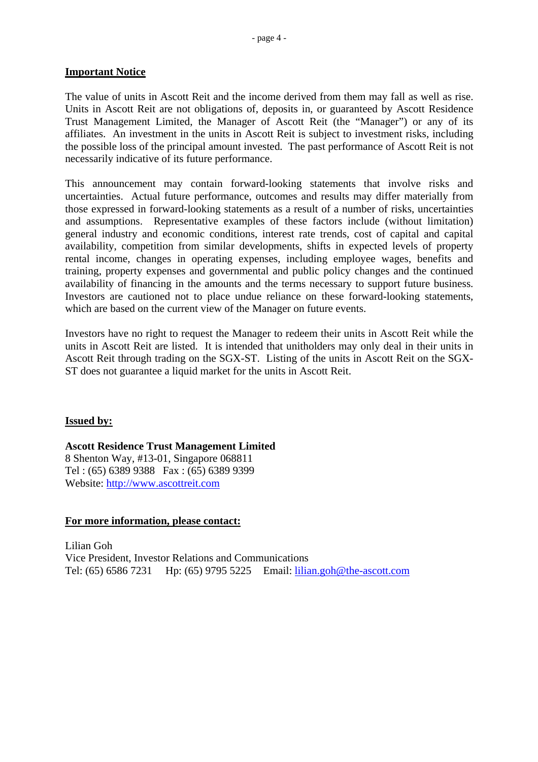**Important Notice**

The value of units in Ascott Reit and the income derived from them may fall as well as rise. Units in Ascott Reit are not obligations of, deposits in, or guaranteed by Ascott Residence Trust Management Limited, the Manager of Ascott Reit (the "Manager") or any of its affiliates. An investment in the units in Ascott Reit is subject to investment risks, including the possible loss of the principal amount invested. The past performance of Ascott Reit is not necessarily indicative of its future performance.

This announcement may contain forward-looking statements that involve risks and uncertainties. Actual future performance, outcomes and results may differ materially from those expressed in forward-looking statements as a result of a number of risks, uncertainties and assumptions. Representative examples of these factors include (without limitation) general industry and economic conditions, interest rate trends, cost of capital and capital availability, competition from similar developments, shifts in expected levels of property rental income, changes in operating expenses, including employee wages, benefits and training, property expenses and governmental and public policy changes and the continued availability of financing in the amounts and the terms necessary to support future business. Investors are cautioned not to place undue reliance on these forward-looking statements, which are based on the current view of the Manager on future events.

Investors have no right to request the Manager to redeem their units in Ascott Reit while the units in Ascott Reit are listed. It is intended that unitholders may only deal in their units in Ascott Reit through trading on the SGX-ST. Listing of the units in Ascott Reit on the SGX-ST does not guarantee a liquid market for the units in Ascott Reit.

**Issued by:**

**Ascott Residence Trust Management Limited**
8 Shenton Way, #13-01, Singapore 068811
Tel : (65) 6389 9388 Fax : (65) 6389 9399
Website: http://www.ascottreit.com

**For more information, please contact:**

Lilian Goh
Vice President, Investor Relations and Communications
Tel: (65) 6586 7231 Hp: (65) 9795 5225 Email: lilian.goh@the-ascott.com